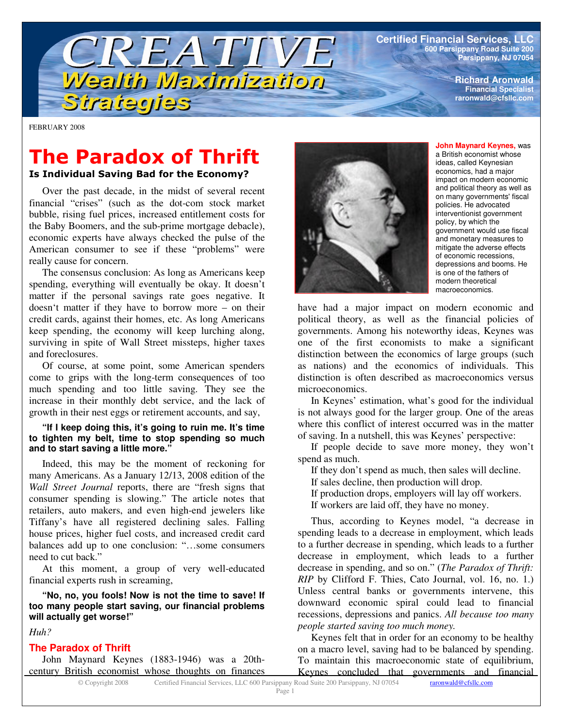# CREATIVE Wealth Maximization Strategies

**Certified Financial Services, LLC**
600 Parsippany Road Suite 200
Parsippany, NJ 07054

**Richard Aronwald**
Financial Specialist
raronwald@cfsllc.com

FEBRUARY 2008

# The Paradox of Thrift

### Is Individual Saving Bad for the Economy?

Over the past decade, in the midst of several recent financial "crises" (such as the dot-com stock market bubble, rising fuel prices, increased entitlement costs for the Baby Boomers, and the sub-prime mortgage debacle), economic experts have always checked the pulse of the American consumer to see if these "problems" were really cause for concern.

The consensus conclusion: As long as Americans keep spending, everything will eventually be okay. It doesn't matter if the personal savings rate goes negative. It doesn't matter if they have to borrow more – on their credit cards, against their homes, etc. As long Americans keep spending, the economy will keep lurching along, surviving in spite of Wall Street missteps, higher taxes and foreclosures.

Of course, at some point, some American spenders come to grips with the long-term consequences of too much spending and too little saving. They see the increase in their monthly debt service, and the lack of growth in their nest eggs or retirement accounts, and say,

**"If I keep doing this, it's going to ruin me. It's time to tighten my belt, time to stop spending so much and to start saving a little more."**

Indeed, this may be the moment of reckoning for many Americans. As a January 12/13, 2008 edition of the *Wall Street Journal* reports, there are "fresh signs that consumer spending is slowing." The article notes that retailers, auto makers, and even high-end jewelers like Tiffany's have all registered declining sales. Falling house prices, higher fuel costs, and increased credit card balances add up to one conclusion: "…some consumers need to cut back."

At this moment, a group of very well-educated financial experts rush in screaming,

**"No, no, you fools! Now is not the time to save! If too many people start saving, our financial problems will actually get worse!"**

*Huh?*

## The Paradox of Thrift

John Maynard Keynes (1883-1946) was a 20th-century British economist whose thoughts on finances have had a major impact on modern economic and political theory, as well as the financial policies of governments. Among his noteworthy ideas, Keynes was one of the first economists to make a significant distinction between the economics of large groups (such as nations) and the economics of individuals. This distinction is often described as macroeconomics versus microeconomics.

**John Maynard Keynes,** was a British economist whose ideas, called Keynesian economics, had a major impact on modern economic and political theory as well as on many governments' fiscal policies. He advocated interventionist government policy, by which the government would use fiscal and monetary measures to mitigate the adverse effects of economic recessions, depressions and booms. He is one of the fathers of modern theoretical macroeconomics.

In Keynes' estimation, what's good for the individual is not always good for the larger group. One of the areas where this conflict of interest occurred was in the matter of saving. In a nutshell, this was Keynes' perspective:

If people decide to save more money, they won't spend as much.

If they don't spend as much, then sales will decline.

If sales decline, then production will drop.

If production drops, employers will lay off workers.

If workers are laid off, they have no money.

Thus, according to Keynes model, "a decrease in spending leads to a decrease in employment, which leads to a further decrease in spending, which leads to a further decrease in employment, which leads to a further decrease in spending, and so on." (*The Paradox of Thrift: RIP* by Clifford F. Thies, Cato Journal, vol. 16, no. 1.) Unless central banks or governments intervene, this downward economic spiral could lead to financial recessions, depressions and panics. *All because too many people started saving too much money.*

Keynes felt that in order for an economy to be healthy on a macro level, saving had to be balanced by spending. To maintain this macroeconomic state of equilibrium, Keynes concluded that governments and financial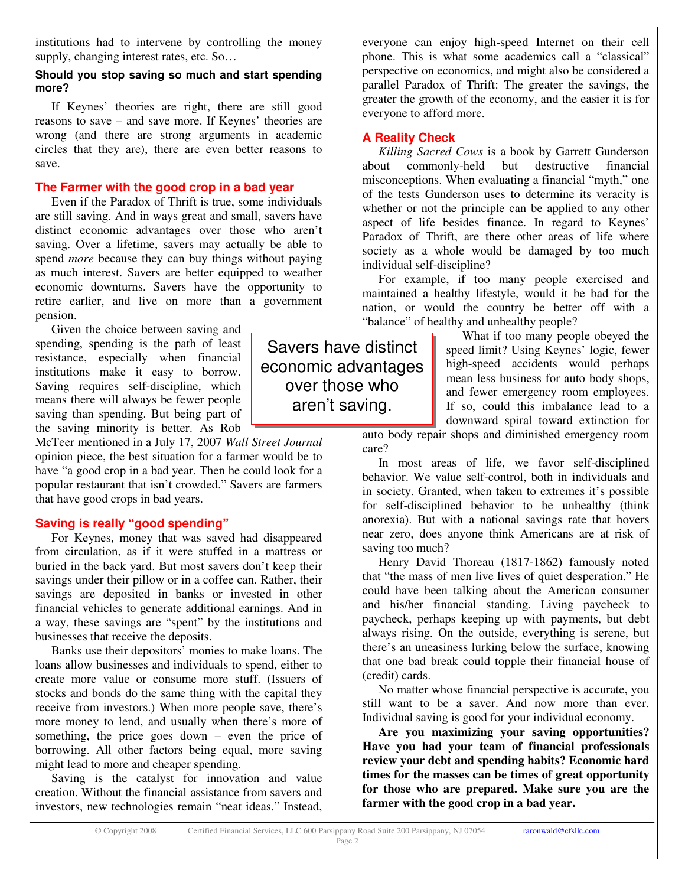institutions had to intervene by controlling the money supply, changing interest rates, etc. So…

**Should you stop saving so much and start spending more?**

If Keynes' theories are right, there are still good reasons to save – and save more. If Keynes' theories are wrong (and there are strong arguments in academic circles that they are), there are even better reasons to save.

## The Farmer with the good crop in a bad year

Even if the Paradox of Thrift is true, some individuals are still saving. And in ways great and small, savers have distinct economic advantages over those who aren't saving. Over a lifetime, savers may actually be able to spend *more* because they can buy things without paying as much interest. Savers are better equipped to weather economic downturns. Savers have the opportunity to retire earlier, and live on more than a government pension.

Given the choice between saving and spending, spending is the path of least resistance, especially when financial institutions make it easy to borrow. Saving requires self-discipline, which means there will always be fewer people saving than spending. But being part of the saving minority is better. As Rob McTeer mentioned in a July 17, 2007 *Wall Street Journal* opinion piece, the best situation for a farmer would be to have "a good crop in a bad year. Then he could look for a popular restaurant that isn't crowded." Savers are farmers that have good crops in bad years.

> Savers have distinct economic advantages over those who aren't saving.

## Saving is really "good spending"

For Keynes, money that was saved had disappeared from circulation, as if it were stuffed in a mattress or buried in the back yard. But most savers don't keep their savings under their pillow or in a coffee can. Rather, their savings are deposited in banks or invested in other financial vehicles to generate additional earnings. And in a way, these savings are "spent" by the institutions and businesses that receive the deposits.

Banks use their depositors' monies to make loans. The loans allow businesses and individuals to spend, either to create more value or consume more stuff. (Issuers of stocks and bonds do the same thing with the capital they receive from investors.) When more people save, there's more money to lend, and usually when there's more of something, the price goes down – even the price of borrowing. All other factors being equal, more saving might lead to more and cheaper spending.

Saving is the catalyst for innovation and value creation. Without the financial assistance from savers and investors, new technologies remain "neat ideas." Instead, everyone can enjoy high-speed Internet on their cell phone. This is what some academics call a "classical" perspective on economics, and might also be considered a parallel Paradox of Thrift: The greater the savings, the greater the growth of the economy, and the easier it is for everyone to afford more.

## A Reality Check

*Killing Sacred Cows* is a book by Garrett Gunderson about commonly-held but destructive financial misconceptions. When evaluating a financial "myth," one of the tests Gunderson uses to determine its veracity is whether or not the principle can be applied to any other aspect of life besides finance. In regard to Keynes' Paradox of Thrift, are there other areas of life where society as a whole would be damaged by too much individual self-discipline?

For example, if too many people exercised and maintained a healthy lifestyle, would it be bad for the nation, or would the country be better off with a "balance" of healthy and unhealthy people?

What if too many people obeyed the speed limit? Using Keynes' logic, fewer high-speed accidents would perhaps mean less business for auto body shops, and fewer emergency room employees. If so, could this imbalance lead to a downward spiral toward extinction for auto body repair shops and diminished emergency room care?

In most areas of life, we favor self-disciplined behavior. We value self-control, both in individuals and in society. Granted, when taken to extremes it's possible for self-disciplined behavior to be unhealthy (think anorexia). But with a national savings rate that hovers near zero, does anyone think Americans are at risk of saving too much?

Henry David Thoreau (1817-1862) famously noted that "the mass of men live lives of quiet desperation." He could have been talking about the American consumer and his/her financial standing. Living paycheck to paycheck, perhaps keeping up with payments, but debt always rising. On the outside, everything is serene, but there's an uneasiness lurking below the surface, knowing that one bad break could topple their financial house of (credit) cards.

No matter whose financial perspective is accurate, you still want to be a saver. And now more than ever. Individual saving is good for your individual economy.

**Are you maximizing your saving opportunities? Have you had your team of financial professionals review your debt and spending habits? Economic hard times for the masses can be times of great opportunity for those who are prepared. Make sure you are the farmer with the good crop in a bad year.**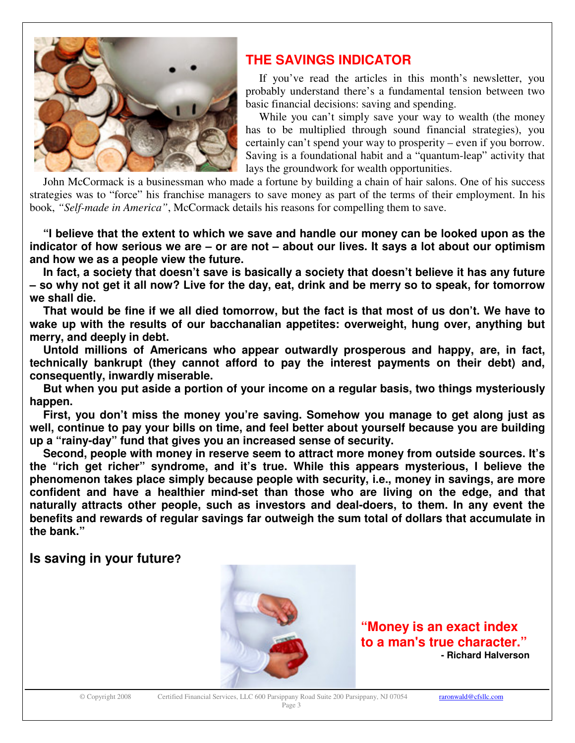## THE SAVINGS INDICATOR

If you've read the articles in this month's newsletter, you probably understand there's a fundamental tension between two basic financial decisions: saving and spending.

While you can't simply save your way to wealth (the money has to be multiplied through sound financial strategies), you certainly can't spend your way to prosperity – even if you borrow. Saving is a foundational habit and a "quantum-leap" activity that lays the groundwork for wealth opportunities.

John McCormack is a businessman who made a fortune by building a chain of hair salons. One of his success strategies was to "force" his franchise managers to save money as part of the terms of their employment. In his book, *"Self-made in America"*, McCormack details his reasons for compelling them to save.

**"I believe that the extent to which we save and handle our money can be looked upon as the indicator of how serious we are – or are not – about our lives. It says a lot about our optimism and how we as a people view the future.**

**In fact, a society that doesn't save is basically a society that doesn't believe it has any future – so why not get it all now? Live for the day, eat, drink and be merry so to speak, for tomorrow we shall die.**

**That would be fine if we all died tomorrow, but the fact is that most of us don't. We have to wake up with the results of our bacchanalian appetites: overweight, hung over, anything but merry, and deeply in debt.**

**Untold millions of Americans who appear outwardly prosperous and happy, are, in fact, technically bankrupt (they cannot afford to pay the interest payments on their debt) and, consequently, inwardly miserable.**

**But when you put aside a portion of your income on a regular basis, two things mysteriously happen.**

**First, you don't miss the money you're saving. Somehow you manage to get along just as well, continue to pay your bills on time, and feel better about yourself because you are building up a "rainy-day" fund that gives you an increased sense of security.**

**Second, people with money in reserve seem to attract more money from outside sources. It's the "rich get richer" syndrome, and it's true. While this appears mysterious, I believe the phenomenon takes place simply because people with security, i.e., money in savings, are more confident and have a healthier mind-set than those who are living on the edge, and that naturally attracts other people, such as investors and deal-doers, to them. In any event the benefits and rewards of regular savings far outweigh the sum total of dollars that accumulate in the bank."**

### Is saving in your future?

**"Money is an exact index to a man's true character."**
**- Richard Halverson**

© Copyright 2008 Certified Financial Services, LLC 600 Parsippany Road Suite 200 Parsippany, NJ 07054 raronwald@cfsllc.com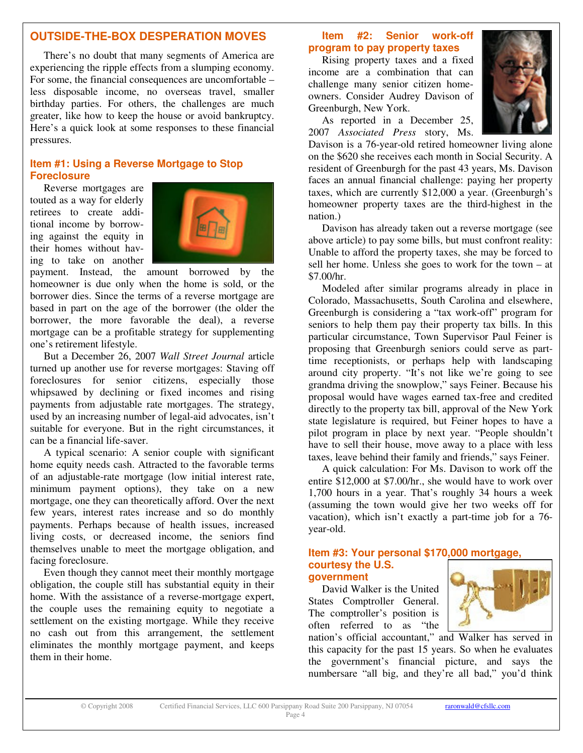## OUTSIDE-THE-BOX DESPERATION MOVES

There's no doubt that many segments of America are experiencing the ripple effects from a slumping economy. For some, the financial consequences are uncomfortable – less disposable income, no overseas travel, smaller birthday parties. For others, the challenges are much greater, like how to keep the house or avoid bankruptcy. Here's a quick look at some responses to these financial pressures.

### Item #1: Using a Reverse Mortgage to Stop Foreclosure

Reverse mortgages are touted as a way for elderly retirees to create additional income by borrowing against the equity in their homes without having to take on another payment. Instead, the amount borrowed by the homeowner is due only when the home is sold, or the borrower dies. Since the terms of a reverse mortgage are based in part on the age of the borrower (the older the borrower, the more favorable the deal), a reverse mortgage can be a profitable strategy for supplementing one's retirement lifestyle.

But a December 26, 2007 *Wall Street Journal* article turned up another use for reverse mortgages: Staving off foreclosures for senior citizens, especially those whipsawed by declining or fixed incomes and rising payments from adjustable rate mortgages. The strategy, used by an increasing number of legal-aid advocates, isn't suitable for everyone. But in the right circumstances, it can be a financial life-saver.

A typical scenario: A senior couple with significant home equity needs cash. Attracted to the favorable terms of an adjustable-rate mortgage (low initial interest rate, minimum payment options), they take on a new mortgage, one they can theoretically afford. Over the next few years, interest rates increase and so do monthly payments. Perhaps because of health issues, increased living costs, or decreased income, the seniors find themselves unable to meet the mortgage obligation, and facing foreclosure.

Even though they cannot meet their monthly mortgage obligation, the couple still has substantial equity in their home. With the assistance of a reverse-mortgage expert, the couple uses the remaining equity to negotiate a settlement on the existing mortgage. While they receive no cash out from this arrangement, the settlement eliminates the monthly mortgage payment, and keeps them in their home.

### Item #2: Senior work-off program to pay property taxes

Rising property taxes and a fixed income are a combination that can challenge many senior citizen homeowners. Consider Audrey Davison of Greenburgh, New York.

As reported in a December 25, 2007 *Associated Press* story, Ms. Davison is a 76-year-old retired homeowner living alone on the $620 she receives each month in Social Security. A resident of Greenburgh for the past 43 years, Ms. Davison faces an annual financial challenge: paying her property taxes, which are currently $12,000 a year. (Greenburgh's homeowner property taxes are the third-highest in the nation.)

Davison has already taken out a reverse mortgage (see above article) to pay some bills, but must confront reality: Unable to afford the property taxes, she may be forced to sell her home. Unless she goes to work for the town – at $7.00/hr.

Modeled after similar programs already in place in Colorado, Massachusetts, South Carolina and elsewhere, Greenburgh is considering a "tax work-off" program for seniors to help them pay their property tax bills. In this particular circumstance, Town Supervisor Paul Feiner is proposing that Greenburgh seniors could serve as part-time receptionists, or perhaps help with landscaping around city property. "It's not like we're going to see grandma driving the snowplow," says Feiner. Because his proposal would have wages earned tax-free and credited directly to the property tax bill, approval of the New York state legislature is required, but Feiner hopes to have a pilot program in place by next year. "People shouldn't have to sell their house, move away to a place with less taxes, leave behind their family and friends," says Feiner.

A quick calculation: For Ms. Davison to work off the entire $12,000 at $7.00/hr., she would have to work over 1,700 hours in a year. That's roughly 34 hours a week (assuming the town would give her two weeks off for vacation), which isn't exactly a part-time job for a 76-year-old.

### Item #3: Your personal $170,000 mortgage, courtesy the U.S. government

David Walker is the United States Comptroller General. The comptroller's position is often referred to as "the nation's official accountant," and Walker has served in this capacity for the past 15 years. So when he evaluates the government's financial picture, and says the numbersare "all big, and they're all bad," you'd think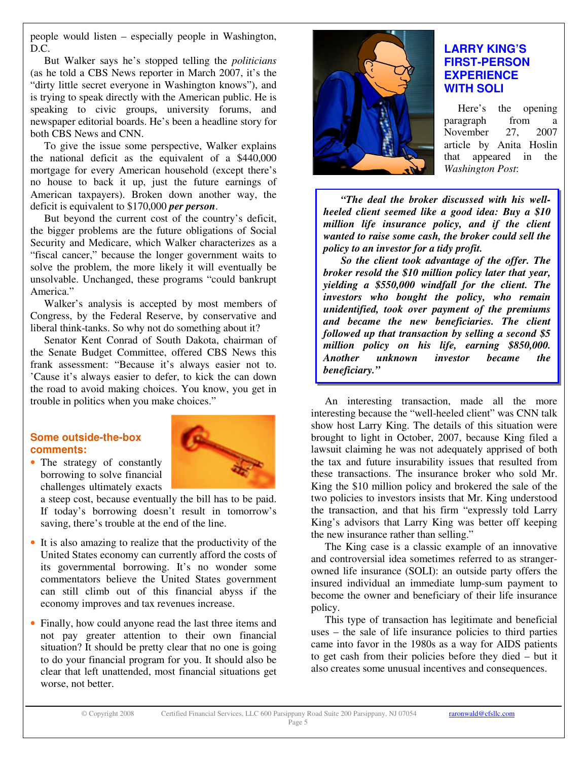people would listen – especially people in Washington, D.C.

But Walker says he's stopped telling the *politicians* (as he told a CBS News reporter in March 2007, it's the "dirty little secret everyone in Washington knows"), and is trying to speak directly with the American public. He is speaking to civic groups, university forums, and newspaper editorial boards. He's been a headline story for both CBS News and CNN.

To give the issue some perspective, Walker explains the national deficit as the equivalent of a $440,000 mortgage for every American household (except there's no house to back it up, just the future earnings of American taxpayers). Broken down another way, the deficit is equivalent to $170,000 ***per person***.

But beyond the current cost of the country's deficit, the bigger problems are the future obligations of Social Security and Medicare, which Walker characterizes as a "fiscal cancer," because the longer government waits to solve the problem, the more likely it will eventually be unsolvable. Unchanged, these programs "could bankrupt America."

Walker's analysis is accepted by most members of Congress, by the Federal Reserve, by conservative and liberal think-tanks. So why not do something about it?

Senator Kent Conrad of South Dakota, chairman of the Senate Budget Committee, offered CBS News this frank assessment: "Because it's always easier not to. 'Cause it's always easier to defer, to kick the can down the road to avoid making choices. You know, you get in trouble in politics when you make choices."

### Some outside-the-box comments:

- The strategy of constantly borrowing to solve financial challenges ultimately exacts a steep cost, because eventually the bill has to be paid. If today's borrowing doesn't result in tomorrow's saving, there's trouble at the end of the line.

- It is also amazing to realize that the productivity of the United States economy can currently afford the costs of its governmental borrowing. It's no wonder some commentators believe the United States government can still climb out of this financial abyss if the economy improves and tax revenues increase.

- Finally, how could anyone read the last three items and not pay greater attention to their own financial situation? It should be pretty clear that no one is going to do your financial program for you. It should also be clear that left unattended, most financial situations get worse, not better.

## LARRY KING'S FIRST-PERSON EXPERIENCE WITH SOLI

Here's the opening paragraph from a November 27, 2007 article by Anita Hoslin that appeared in the *Washington Post*:

> ***"The deal the broker discussed with his well-heeled client seemed like a good idea: Buy a $10 million life insurance policy, and if the client wanted to raise some cash, the broker could sell the policy to an investor for a tidy profit.***
>
> ***So the client took advantage of the offer. The broker resold the $10 million policy later that year, yielding a $550,000 windfall for the client. The investors who bought the policy, who remain unidentified, took over payment of the premiums and became the new beneficiaries. The client followed up that transaction by selling a second $5 million policy on his life, earning $850,000. Another unknown investor became the beneficiary."***

An interesting transaction, made all the more interesting because the "well-heeled client" was CNN talk show host Larry King. The details of this situation were brought to light in October, 2007, because King filed a lawsuit claiming he was not adequately apprised of both the tax and future insurability issues that resulted from these transactions. The insurance broker who sold Mr. King the $10 million policy and brokered the sale of the two policies to investors insists that Mr. King understood the transaction, and that his firm "expressly told Larry King's advisors that Larry King was better off keeping the new insurance rather than selling."

The King case is a classic example of an innovative and controversial idea sometimes referred to as stranger-owned life insurance (SOLI): an outside party offers the insured individual an immediate lump-sum payment to become the owner and beneficiary of their life insurance policy.

This type of transaction has legitimate and beneficial uses – the sale of life insurance policies to third parties came into favor in the 1980s as a way for AIDS patients to get cash from their policies before they died – but it also creates some unusual incentives and consequences.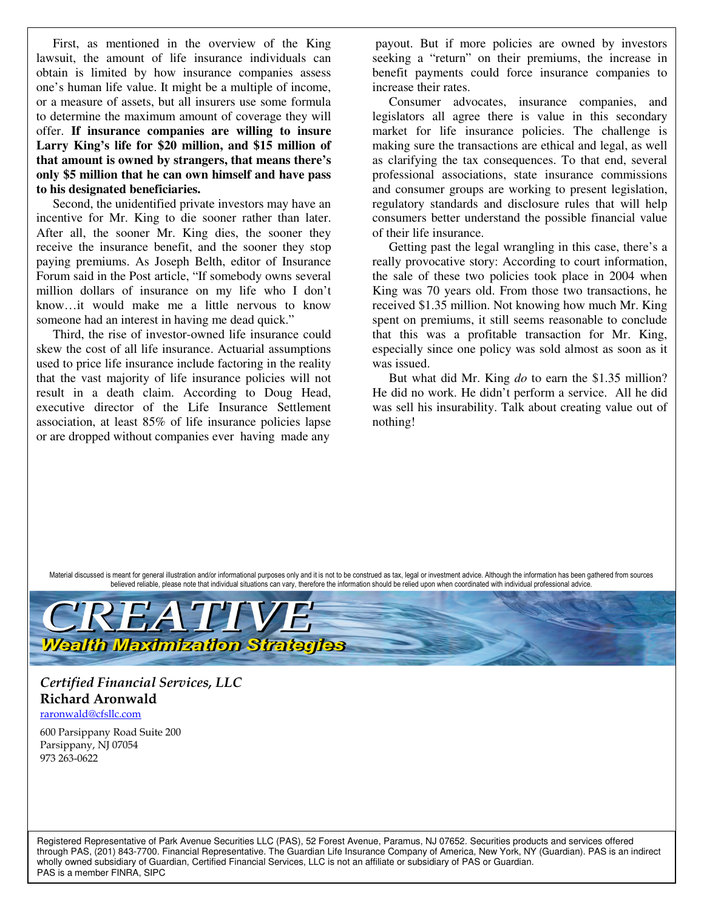First, as mentioned in the overview of the King lawsuit, the amount of life insurance individuals can obtain is limited by how insurance companies assess one's human life value. It might be a multiple of income, or a measure of assets, but all insurers use some formula to determine the maximum amount of coverage they will offer. **If insurance companies are willing to insure Larry King's life for $20 million, and $15 million of that amount is owned by strangers, that means there's only $5 million that he can own himself and have pass to his designated beneficiaries.**

Second, the unidentified private investors may have an incentive for Mr. King to die sooner rather than later. After all, the sooner Mr. King dies, the sooner they receive the insurance benefit, and the sooner they stop paying premiums. As Joseph Belth, editor of Insurance Forum said in the Post article, "If somebody owns several million dollars of insurance on my life who I don't know…it would make me a little nervous to know someone had an interest in having me dead quick."

Third, the rise of investor-owned life insurance could skew the cost of all life insurance. Actuarial assumptions used to price life insurance include factoring in the reality that the vast majority of life insurance policies will not result in a death claim. According to Doug Head, executive director of the Life Insurance Settlement association, at least 85% of life insurance policies lapse or are dropped without companies ever having made any payout. But if more policies are owned by investors seeking a "return" on their premiums, the increase in benefit payments could force insurance companies to increase their rates.

Consumer advocates, insurance companies, and legislators all agree there is value in this secondary market for life insurance policies. The challenge is making sure the transactions are ethical and legal, as well as clarifying the tax consequences. To that end, several professional associations, state insurance commissions and consumer groups are working to present legislation, regulatory standards and disclosure rules that will help consumers better understand the possible financial value of their life insurance.

Getting past the legal wrangling in this case, there's a really provocative story: According to court information, the sale of these two policies took place in 2004 when King was 70 years old. From those two transactions, he received $1.35 million. Not knowing how much Mr. King spent on premiums, it still seems reasonable to conclude that this was a profitable transaction for Mr. King, especially since one policy was sold almost as soon as it was issued.

But what did Mr. King *do* to earn the $1.35 million? He did no work. He didn't perform a service. All he did was sell his insurability. Talk about creating value out of nothing!

Material discussed is meant for general illustration and/or informational purposes only and it is not to be construed as tax, legal or investment advice. Although the information has been gathered from sources believed reliable, please note that individual situations can vary, therefore the information should be relied upon when coordinated with individual professional advice.

**CREATIVE**
**Wealth Maximization Strategies**

*Certified Financial Services, LLC*
**Richard Aronwald**
raronwald@cfsllc.com

600 Parsippany Road Suite 200
Parsippany, NJ 07054
973 263-0622

Registered Representative of Park Avenue Securities LLC (PAS), 52 Forest Avenue, Paramus, NJ 07652. Securities products and services offered through PAS, (201) 843-7700. Financial Representative. The Guardian Life Insurance Company of America, New York, NY (Guardian). PAS is an indirect wholly owned subsidiary of Guardian, Certified Financial Services, LLC is not an affiliate or subsidiary of PAS or Guardian.
PAS is a member FINRA, SIPC